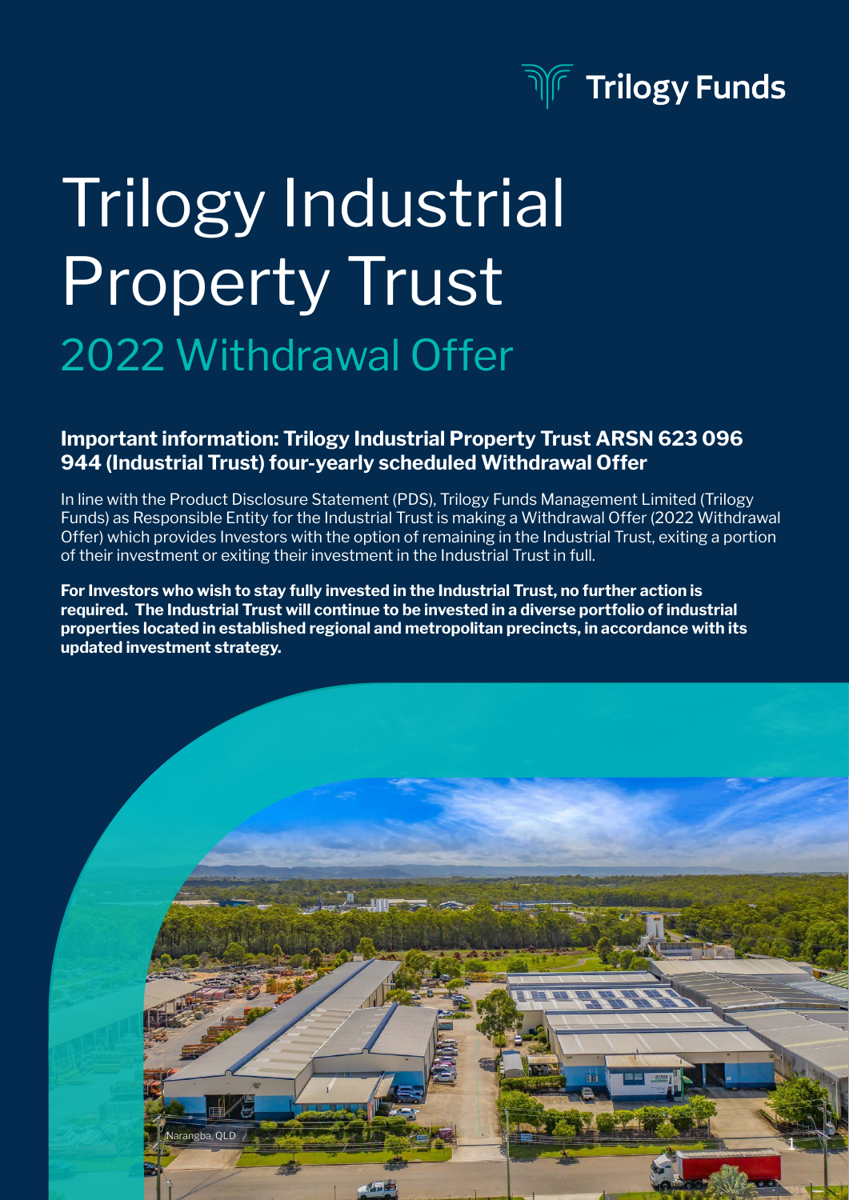Trilogy Funds

# Trilogy Industrial Property Trust

## 2022 Withdrawal Offer

### Important information: Trilogy Industrial Property Trust ARSN 623 096 944 (Industrial Trust) four-yearly scheduled Withdrawal Offer

In line with the Product Disclosure Statement (PDS), Trilogy Funds Management Limited (Trilogy Funds) as Responsible Entity for the Industrial Trust is making a Withdrawal Offer (2022 Withdrawal Offer) which provides Investors with the option of remaining in the Industrial Trust, exiting a portion of their investment or exiting their investment in the Industrial Trust in full.

**For Investors who wish to stay fully invested in the Industrial Trust, no further action is required. The Industrial Trust will continue to be invested in a diverse portfolio of industrial properties located in established regional and metropolitan precincts, in accordance with its updated investment strategy.**

Narangba, QLD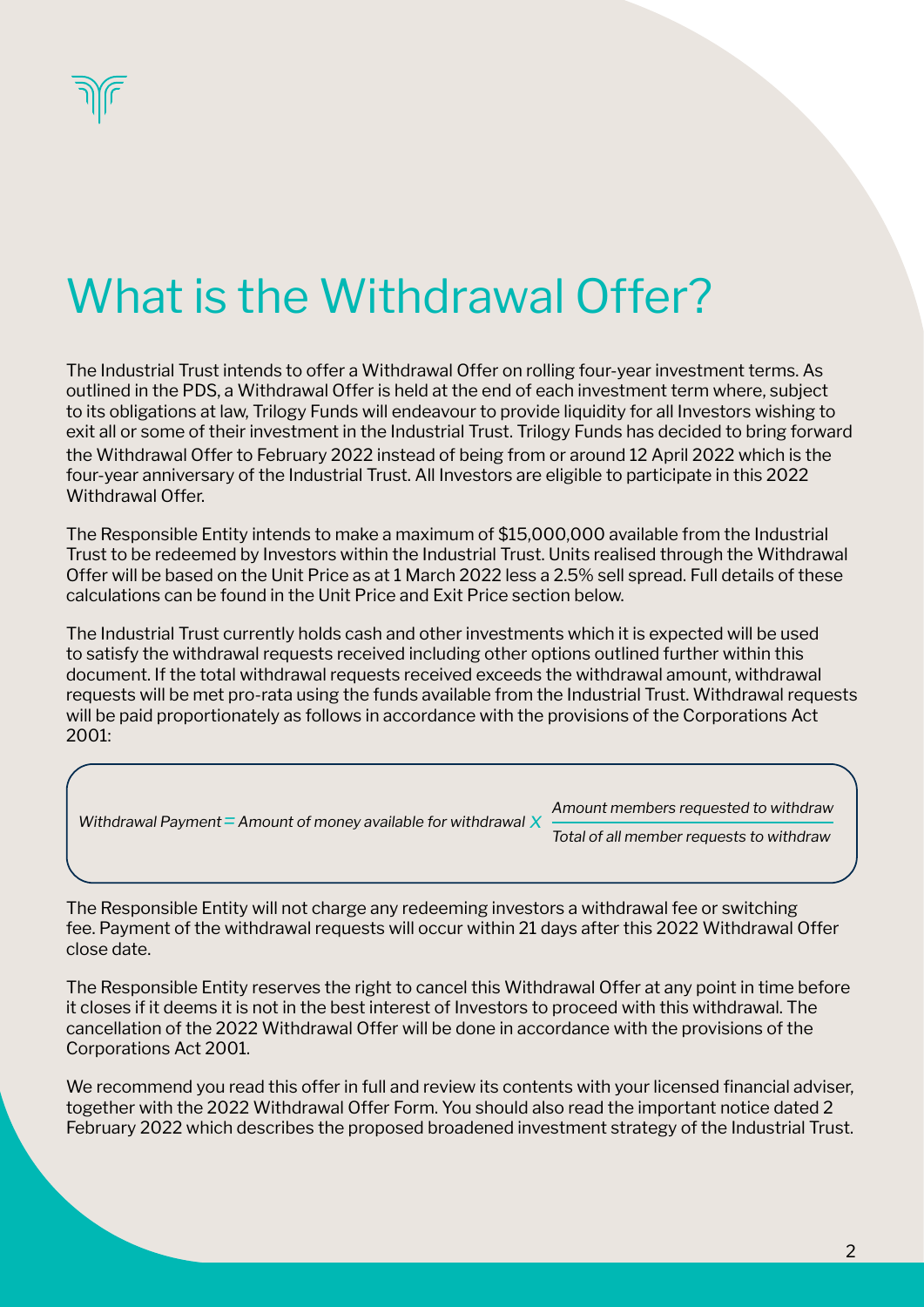# What is the Withdrawal Offer?

The Industrial Trust intends to offer a Withdrawal Offer on rolling four-year investment terms. As outlined in the PDS, a Withdrawal Offer is held at the end of each investment term where, subject to its obligations at law, Trilogy Funds will endeavour to provide liquidity for all Investors wishing to exit all or some of their investment in the Industrial Trust. Trilogy Funds has decided to bring forward the Withdrawal Offer to February 2022 instead of being from or around 12 April 2022 which is the four-year anniversary of the Industrial Trust. All Investors are eligible to participate in this 2022 Withdrawal Offer.

The Responsible Entity intends to make a maximum of $15,000,000 available from the Industrial Trust to be redeemed by Investors within the Industrial Trust. Units realised through the Withdrawal Offer will be based on the Unit Price as at 1 March 2022 less a 2.5% sell spread. Full details of these calculations can be found in the Unit Price and Exit Price section below.

The Industrial Trust currently holds cash and other investments which it is expected will be used to satisfy the withdrawal requests received including other options outlined further within this document. If the total withdrawal requests received exceeds the withdrawal amount, withdrawal requests will be met pro-rata using the funds available from the Industrial Trust. Withdrawal requests will be paid proportionately as follows in accordance with the provisions of the Corporations Act 2001:

$$\textit{Withdrawal Payment} = \textit{Amount of money available for withdrawal} \times \frac{\textit{Amount members requested to withdraw}}{\textit{Total of all member requests to withdraw}}$$

The Responsible Entity will not charge any redeeming investors a withdrawal fee or switching fee. Payment of the withdrawal requests will occur within 21 days after this 2022 Withdrawal Offer close date.

The Responsible Entity reserves the right to cancel this Withdrawal Offer at any point in time before it closes if it deems it is not in the best interest of Investors to proceed with this withdrawal. The cancellation of the 2022 Withdrawal Offer will be done in accordance with the provisions of the Corporations Act 2001.

We recommend you read this offer in full and review its contents with your licensed financial adviser, together with the 2022 Withdrawal Offer Form. You should also read the important notice dated 2 February 2022 which describes the proposed broadened investment strategy of the Industrial Trust.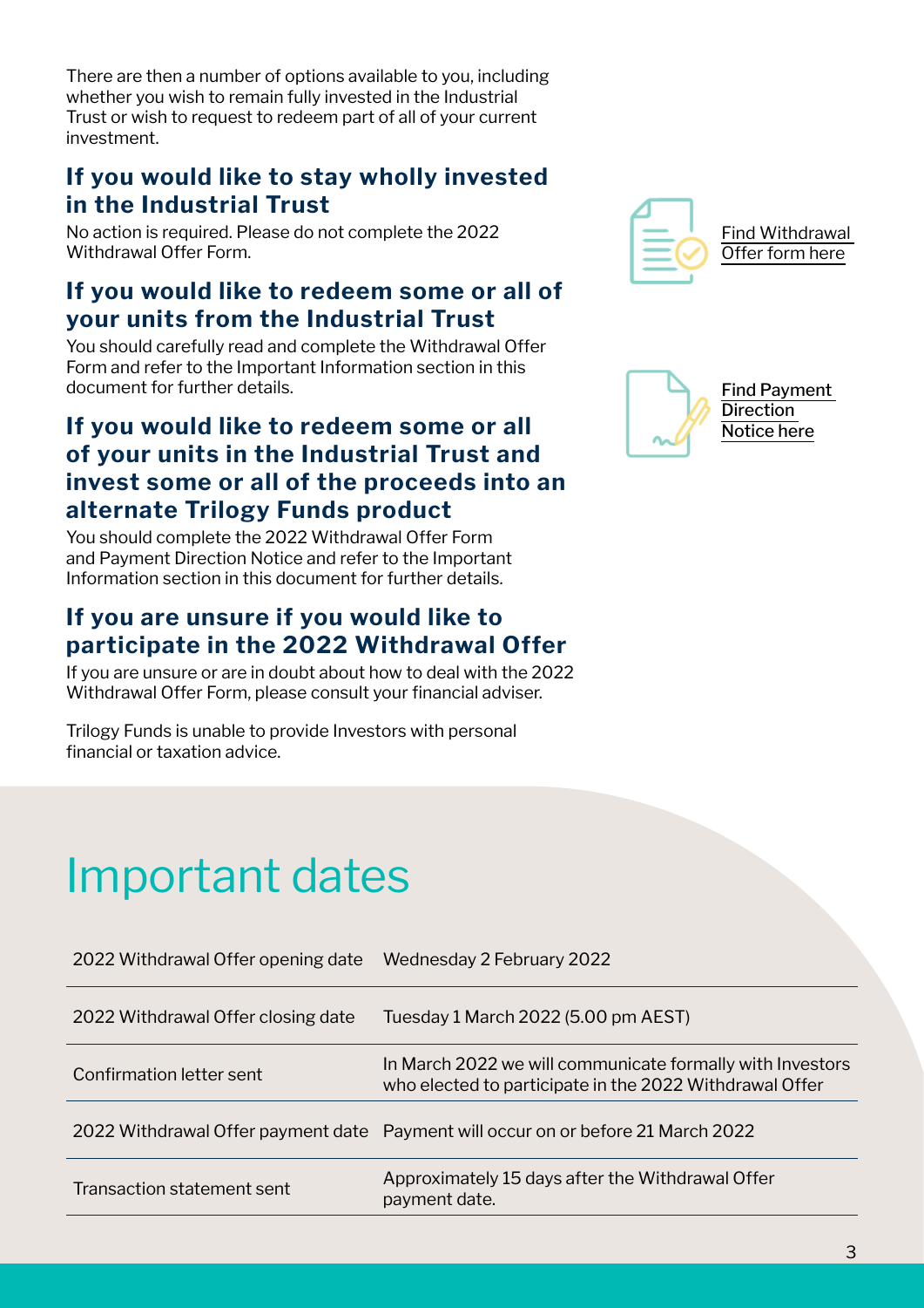There are then a number of options available to you, including whether you wish to remain fully invested in the Industrial Trust or wish to request to redeem part of all of your current investment.

### If you would like to stay wholly invested in the Industrial Trust

No action is required. Please do not complete the 2022 Withdrawal Offer Form.

### If you would like to redeem some or all of your units from the Industrial Trust

You should carefully read and complete the Withdrawal Offer Form and refer to the Important Information section in this document for further details.

### If you would like to redeem some or all of your units in the Industrial Trust and invest some or all of the proceeds into an alternate Trilogy Funds product

You should complete the 2022 Withdrawal Offer Form and Payment Direction Notice and refer to the Important Information section in this document for further details.

### If you are unsure if you would like to participate in the 2022 Withdrawal Offer

If you are unsure or are in doubt about how to deal with the 2022 Withdrawal Offer Form, please consult your financial adviser.

Trilogy Funds is unable to provide Investors with personal financial or taxation advice.

Find Withdrawal Offer form here

Find Payment Direction Notice here

# Important dates

| | |
|---|---|
| 2022 Withdrawal Offer opening date | Wednesday 2 February 2022 |
| 2022 Withdrawal Offer closing date | Tuesday 1 March 2022 (5.00 pm AEST) |
| Confirmation letter sent | In March 2022 we will communicate formally with Investors who elected to participate in the 2022 Withdrawal Offer |
| 2022 Withdrawal Offer payment date | Payment will occur on or before 21 March 2022 |
| Transaction statement sent | Approximately 15 days after the Withdrawal Offer payment date. |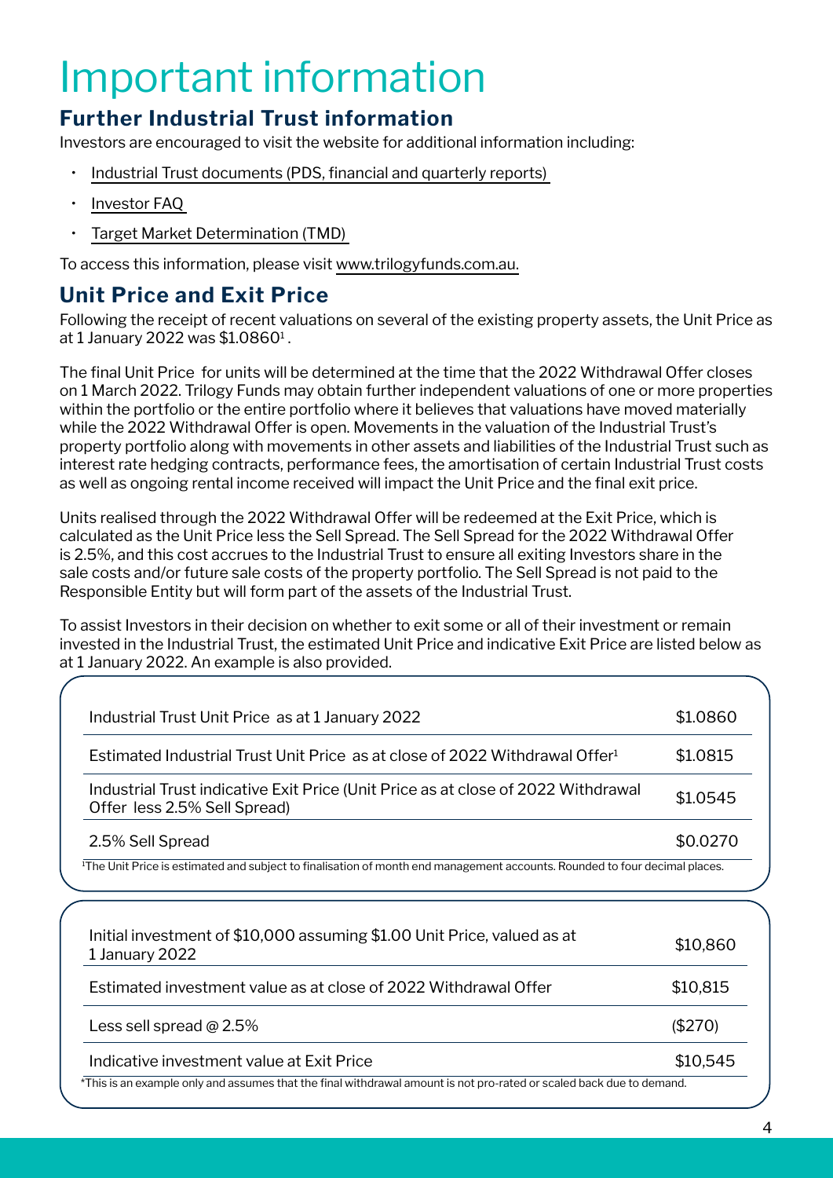# Important information

## Further Industrial Trust information

Investors are encouraged to visit the website for additional information including:

- Industrial Trust documents (PDS, financial and quarterly reports)
- Investor FAQ
- Target Market Determination (TMD)

To access this information, please visit www.trilogyfunds.com.au.

## Unit Price and Exit Price

Following the receipt of recent valuations on several of the existing property assets, the Unit Price as at 1 January 2022 was $1.0860[1].

The final Unit Price for units will be determined at the time that the 2022 Withdrawal Offer closes on 1 March 2022. Trilogy Funds may obtain further independent valuations of one or more properties within the portfolio or the entire portfolio where it believes that valuations have moved materially while the 2022 Withdrawal Offer is open. Movements in the valuation of the Industrial Trust's property portfolio along with movements in other assets and liabilities of the Industrial Trust such as interest rate hedging contracts, performance fees, the amortisation of certain Industrial Trust costs as well as ongoing rental income received will impact the Unit Price and the final exit price.

Units realised through the 2022 Withdrawal Offer will be redeemed at the Exit Price, which is calculated as the Unit Price less the Sell Spread. The Sell Spread for the 2022 Withdrawal Offer is 2.5%, and this cost accrues to the Industrial Trust to ensure all exiting Investors share in the sale costs and/or future sale costs of the property portfolio. The Sell Spread is not paid to the Responsible Entity but will form part of the assets of the Industrial Trust.

To assist Investors in their decision on whether to exit some or all of their investment or remain invested in the Industrial Trust, the estimated Unit Price and indicative Exit Price are listed below as at 1 January 2022. An example is also provided.

| | |
|---|---|
| Industrial Trust Unit Price as at 1 January 2022 | $1.0860 |
| Estimated Industrial Trust Unit Price as at close of 2022 Withdrawal Offer[1] | $1.0815 |
| Industrial Trust indicative Exit Price (Unit Price as at close of 2022 Withdrawal Offer less 2.5% Sell Spread) | $1.0545 |
| 2.5% Sell Spread | $0.0270 |

[1]The Unit Price is estimated and subject to finalisation of month end management accounts. Rounded to four decimal places.

| | |
|---|---|
| Initial investment of $10,000 assuming $1.00 Unit Price, valued as at 1 January 2022 | $10,860 |
| Estimated investment value as at close of 2022 Withdrawal Offer | $10,815 |
| Less sell spread @ 2.5% | ($270) |
| Indicative investment value at Exit Price | $10,545 |

*This is an example only and assumes that the final withdrawal amount is not pro-rated or scaled back due to demand.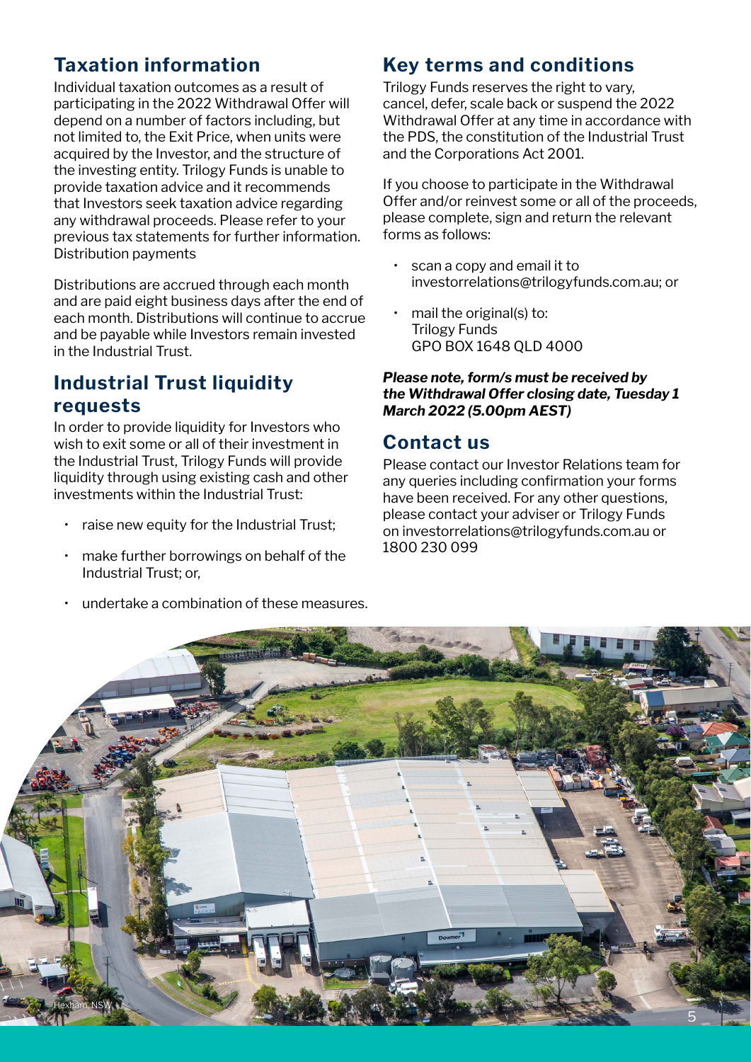## Taxation information

Individual taxation outcomes as a result of participating in the 2022 Withdrawal Offer will depend on a number of factors including, but not limited to, the Exit Price, when units were acquired by the Investor, and the structure of the investing entity. Trilogy Funds is unable to provide taxation advice and it recommends that Investors seek taxation advice regarding any withdrawal proceeds. Please refer to your previous tax statements for further information. Distribution payments

Distributions are accrued through each month and are paid eight business days after the end of each month. Distributions will continue to accrue and be payable while Investors remain invested in the Industrial Trust.

## Industrial Trust liquidity requests

In order to provide liquidity for Investors who wish to exit some or all of their investment in the Industrial Trust, Trilogy Funds will provide liquidity through using existing cash and other investments within the Industrial Trust:

- raise new equity for the Industrial Trust;
- make further borrowings on behalf of the Industrial Trust; or,
- undertake a combination of these measures.

## Key terms and conditions

Trilogy Funds reserves the right to vary, cancel, defer, scale back or suspend the 2022 Withdrawal Offer at any time in accordance with the PDS, the constitution of the Industrial Trust and the Corporations Act 2001.

If you choose to participate in the Withdrawal Offer and/or reinvest some or all of the proceeds, please complete, sign and return the relevant forms as follows:

- scan a copy and email it to investorrelations@trilogyfunds.com.au; or
- mail the original(s) to:
  Trilogy Funds
  GPO BOX 1648 QLD 4000

***Please note, form/s must be received by the Withdrawal Offer closing date, Tuesday 1 March 2022 (5.00pm AEST)***

## Contact us

Please contact our Investor Relations team for any queries including confirmation your forms have been received. For any other questions, please contact your adviser or Trilogy Funds on investorrelations@trilogyfunds.com.au or 1800 230 099

Hexham, NSW